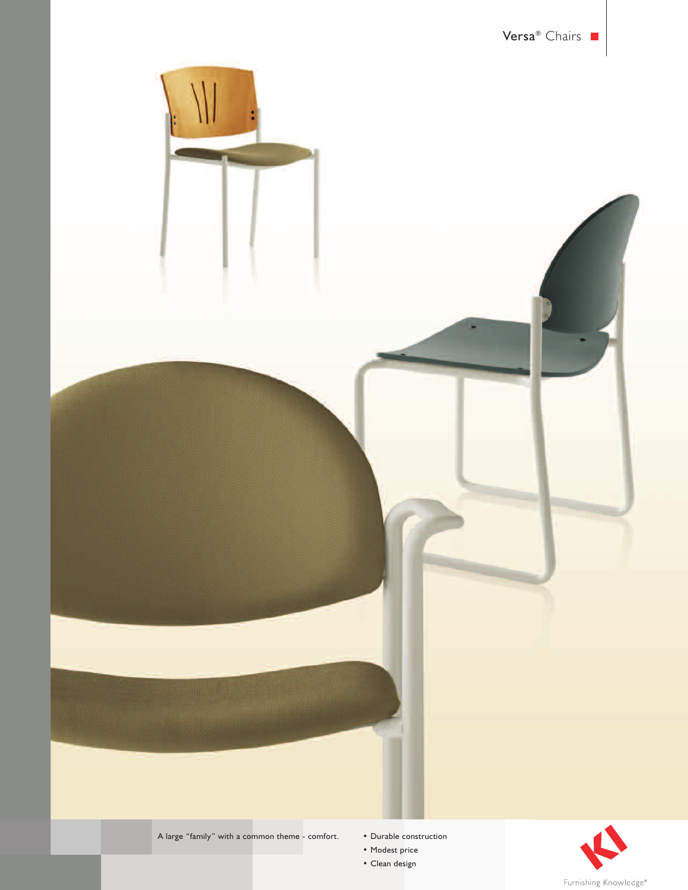# Versa® Chairs

A large "family" with a common theme - comfort.

- Durable construction
- Modest price
- Clean design

KI

Furnishing Knowledge®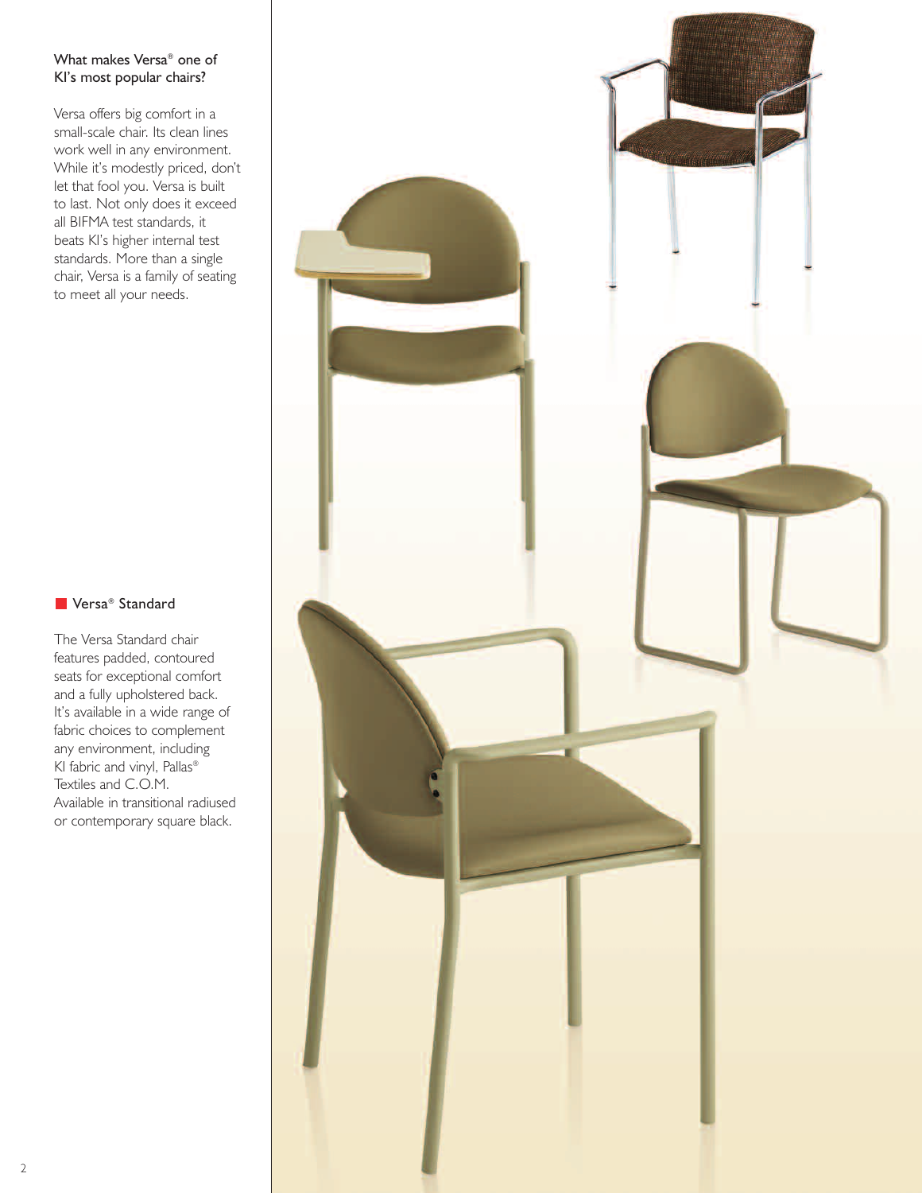### What makes Versa® one of KI's most popular chairs?

Versa offers big comfort in a small-scale chair. Its clean lines work well in any environment. While it's modestly priced, don't let that fool you. Versa is built to last. Not only does it exceed all BIFMA test standards, it beats KI's higher internal test standards. More than a single chair, Versa is a family of seating to meet all your needs.

### Versa® Standard

The Versa Standard chair features padded, contoured seats for exceptional comfort and a fully upholstered back. It's available in a wide range of fabric choices to complement any environment, including KI fabric and vinyl, Pallas® Textiles and C.O.M. Available in transitional radiused or contemporary square black.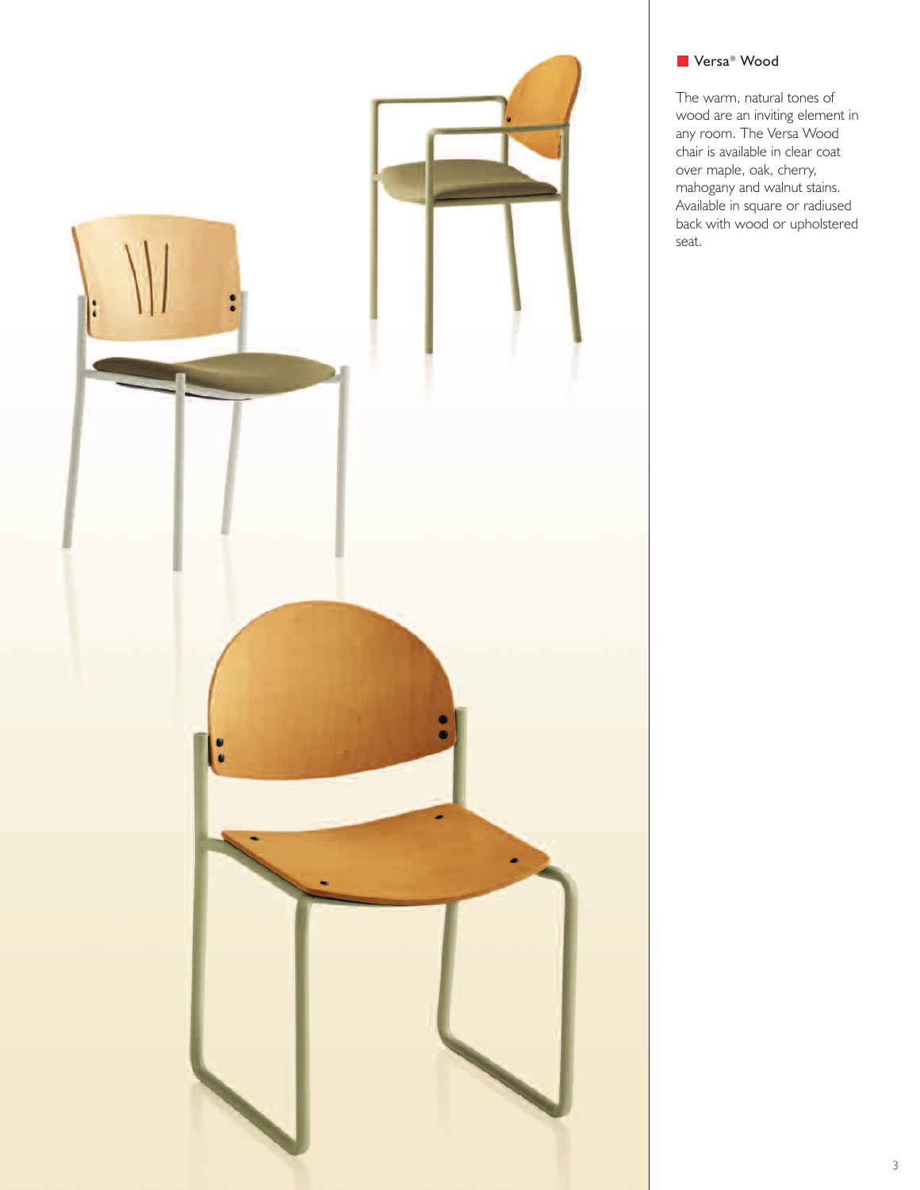## Versa® Wood

The warm, natural tones of wood are an inviting element in any room. The Versa Wood chair is available in clear coat over maple, oak, cherry, mahogany and walnut stains. Available in square or radiused back with wood or upholstered seat.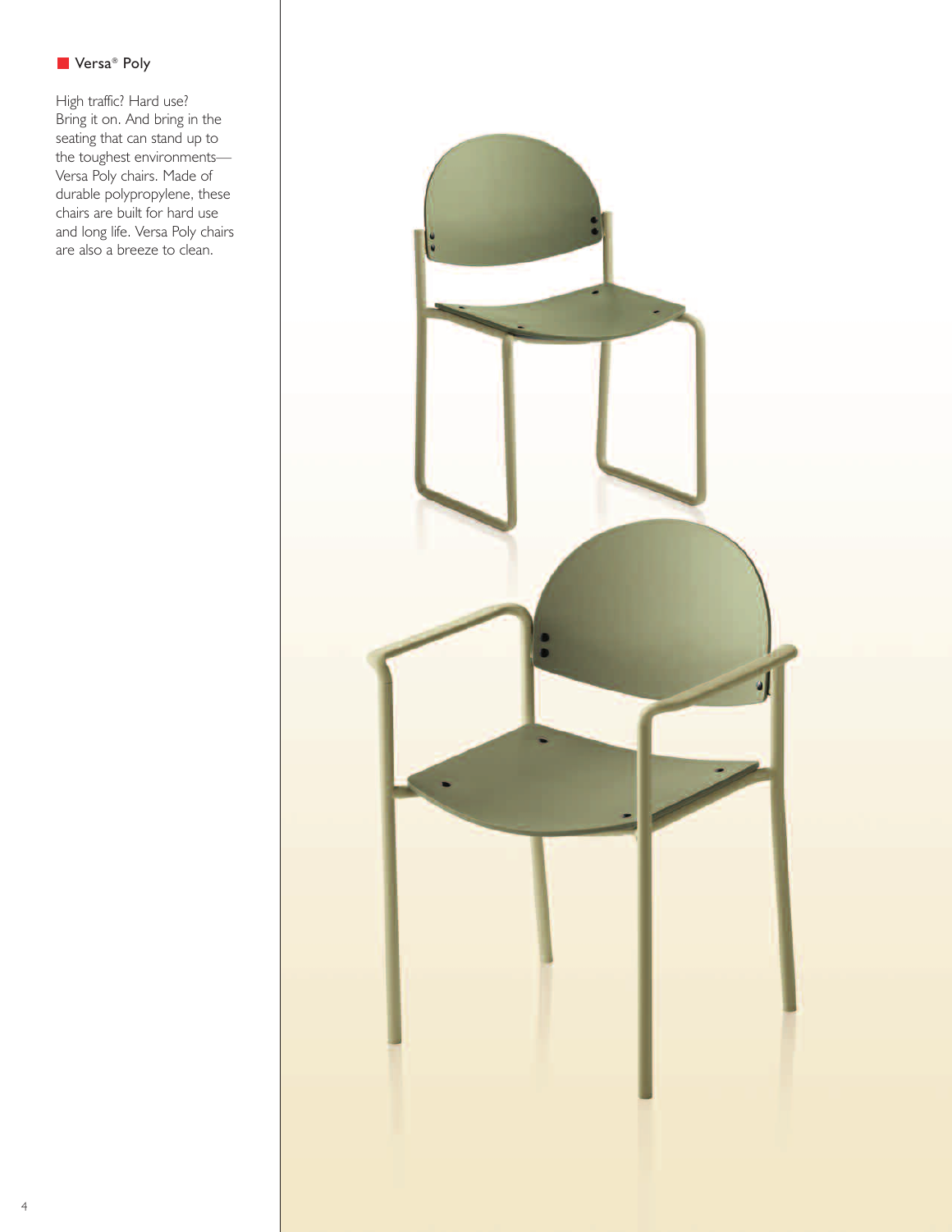## Versa® Poly

High traffic? Hard use? Bring it on. And bring in the seating that can stand up to the toughest environments—Versa Poly chairs. Made of durable polypropylene, these chairs are built for hard use and long life. Versa Poly chairs are also a breeze to clean.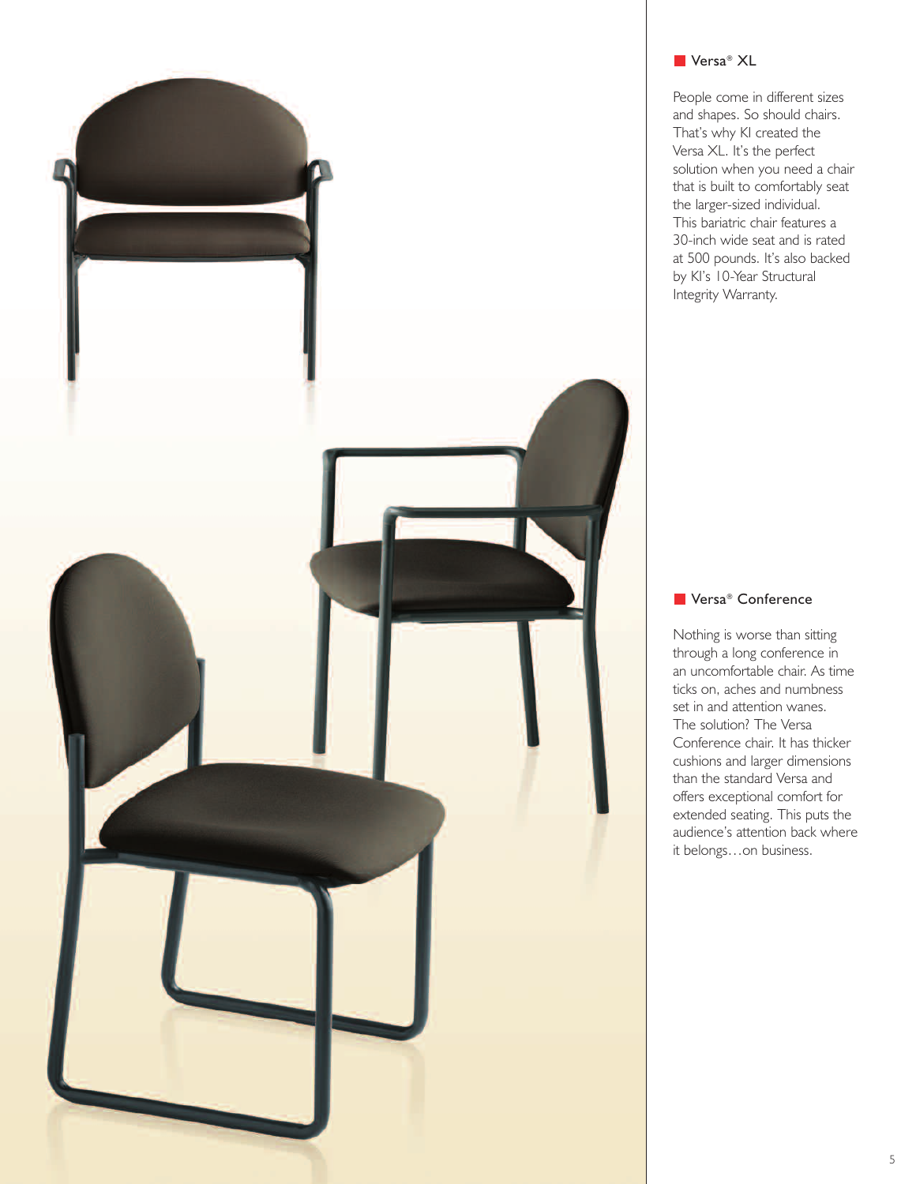## Versa® XL

People come in different sizes and shapes. So should chairs. That's why KI created the Versa XL. It's the perfect solution when you need a chair that is built to comfortably seat the larger-sized individual. This bariatric chair features a 30-inch wide seat and is rated at 500 pounds. It's also backed by KI's 10-Year Structural Integrity Warranty.

## Versa® Conference

Nothing is worse than sitting through a long conference in an uncomfortable chair. As time ticks on, aches and numbness set in and attention wanes. The solution? The Versa Conference chair. It has thicker cushions and larger dimensions than the standard Versa and offers exceptional comfort for extended seating. This puts the audience's attention back where it belongs…on business.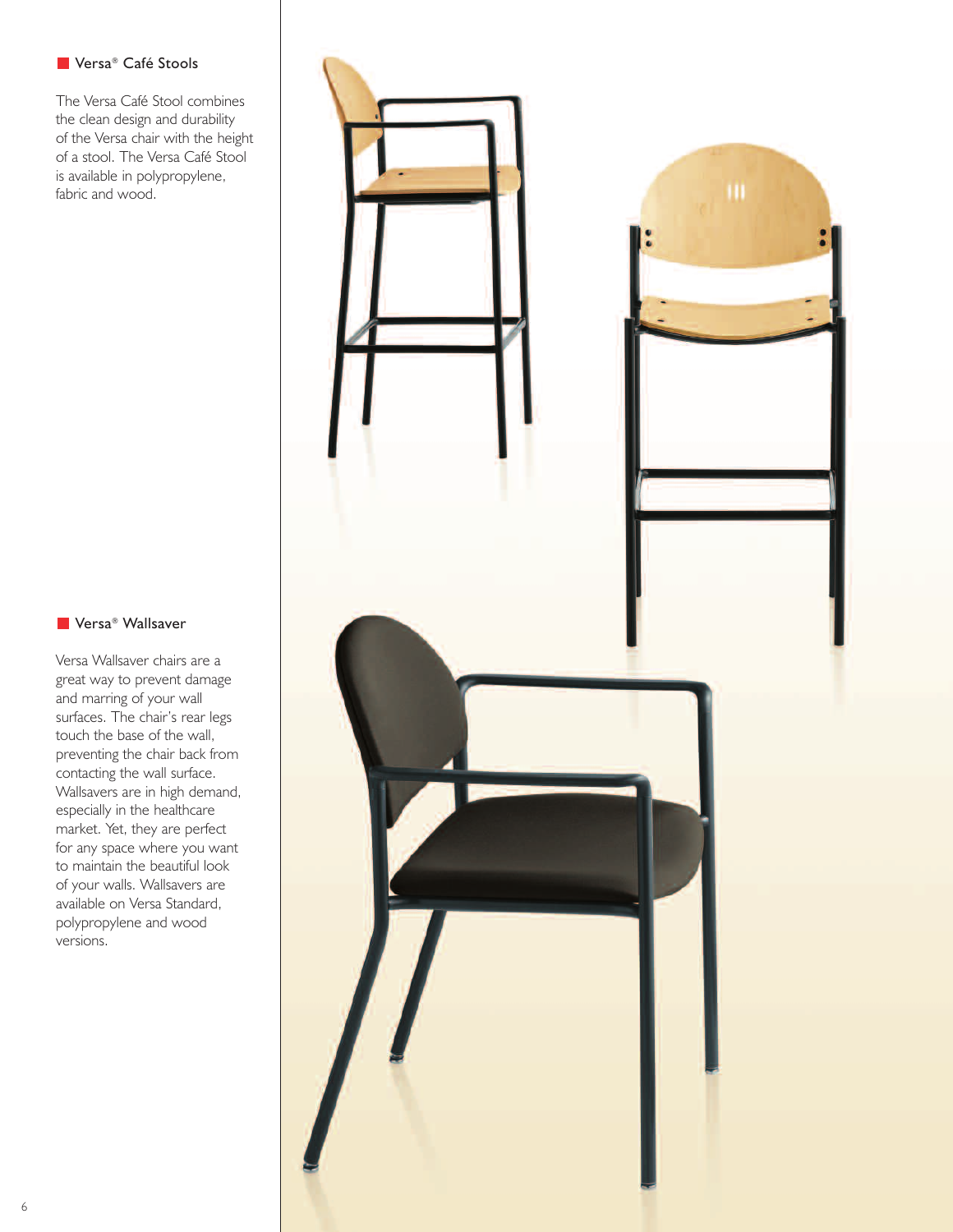## Versa® Café Stools

The Versa Café Stool combines the clean design and durability of the Versa chair with the height of a stool. The Versa Café Stool is available in polypropylene, fabric and wood.

## Versa® Wallsaver

Versa Wallsaver chairs are a great way to prevent damage and marring of your wall surfaces. The chair's rear legs touch the base of the wall, preventing the chair back from contacting the wall surface. Wallsavers are in high demand, especially in the healthcare market. Yet, they are perfect for any space where you want to maintain the beautiful look of your walls. Wallsavers are available on Versa Standard, polypropylene and wood versions.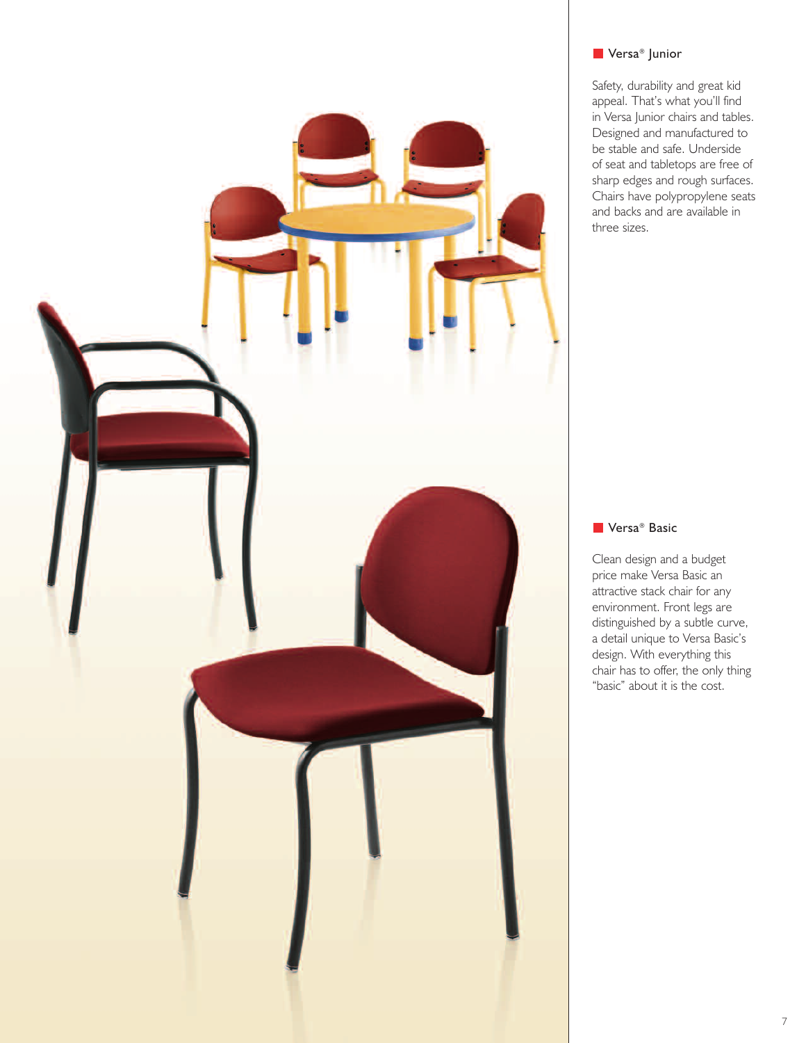## Versa® Junior

Safety, durability and great kid appeal. That's what you'll find in Versa Junior chairs and tables. Designed and manufactured to be stable and safe. Underside of seat and tabletops are free of sharp edges and rough surfaces. Chairs have polypropylene seats and backs and are available in three sizes.

## Versa® Basic

Clean design and a budget price make Versa Basic an attractive stack chair for any environment. Front legs are distinguished by a subtle curve, a detail unique to Versa Basic's design. With everything this chair has to offer, the only thing "basic" about it is the cost.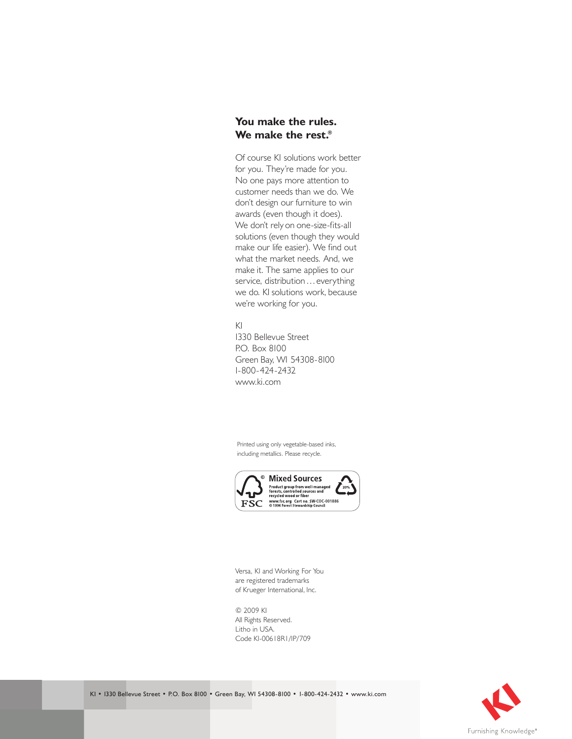**You make the rules.**
**We make the rest.®**

Of course KI solutions work better for you. They're made for you. No one pays more attention to customer needs than we do. We don't design our furniture to win awards (even though it does). We don't rely on one-size-fits-all solutions (even though they would make our life easier). We find out what the market needs. And, we make it. The same applies to our service, distribution … everything we do. KI solutions work, because we're working for you.

KI
1330 Bellevue Street
P.O. Box 8100
Green Bay, WI 54308-8100
1-800-424-2432
www.ki.com

Printed using only vegetable-based inks, including metallics. Please recycle.

FSC © Mixed Sources
Product group from well-managed forests, controlled sources and recycled wood or fiber
www.fsc.org Cert no. SW-COC-001886
© 1996 Forest Stewardship Council
20%

Versa, KI and Working For You are registered trademarks of Krueger International, Inc.

© 2009 KI
All Rights Reserved.
Litho in USA.
Code KI-00618R1/IP/709

KI • 1330 Bellevue Street • P.O. Box 8100 • Green Bay, WI 54308-8100 • 1-800-424-2432 • www.ki.com

KI
Furnishing Knowledge®